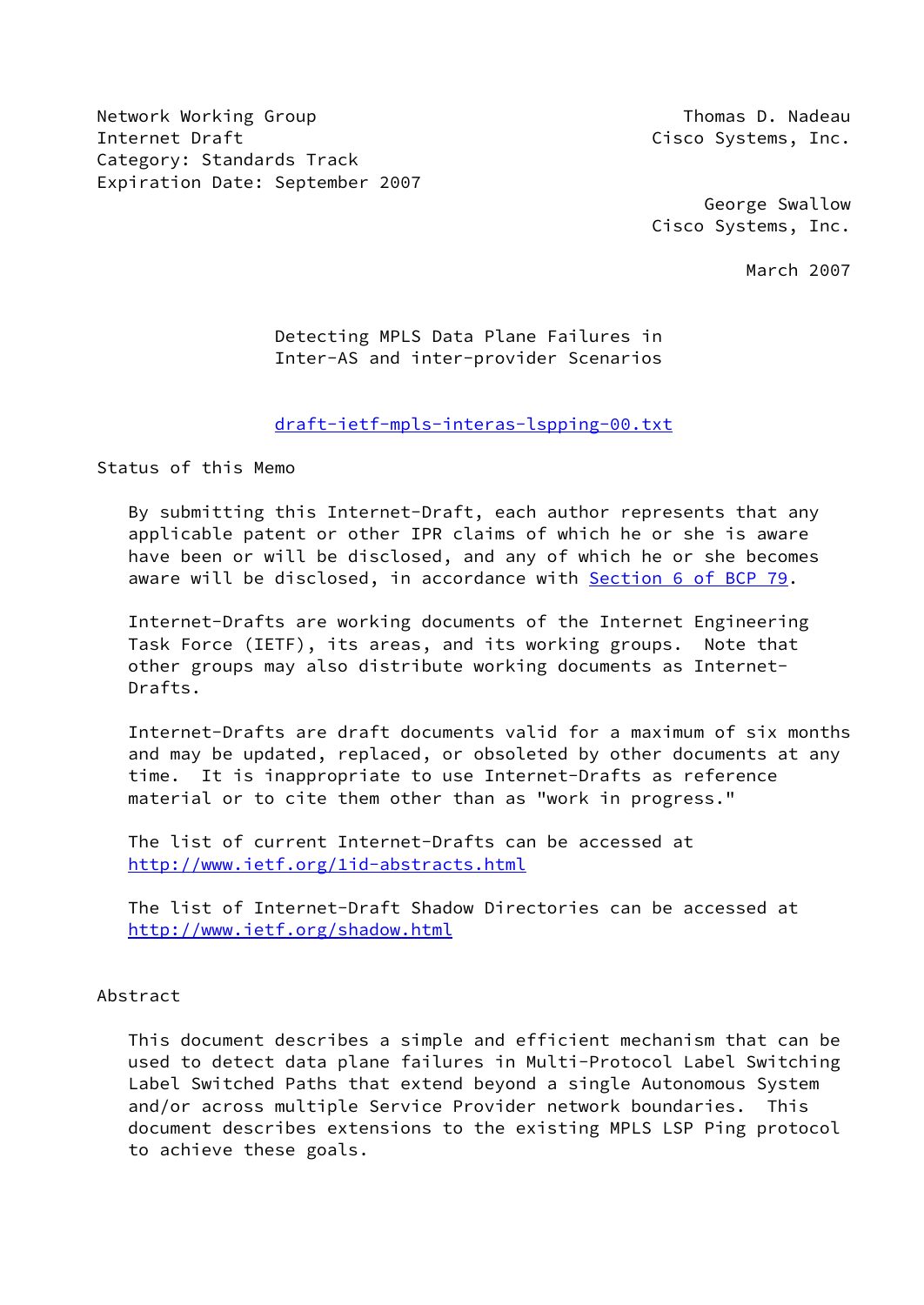Network Working Group
Internet Draft
Category: Standards Track
Expiration Date: September 2007

Thomas D. Nadeau
Cisco Systems, Inc.

George Swallow
Cisco Systems, Inc.

March 2007

# Detecting MPLS Data Plane Failures in Inter-AS and inter-provider Scenarios

draft-ietf-mpls-interas-lspping-00.txt

## Status of this Memo

By submitting this Internet-Draft, each author represents that any applicable patent or other IPR claims of which he or she is aware have been or will be disclosed, and any of which he or she becomes aware will be disclosed, in accordance with Section 6 of BCP 79.

Internet-Drafts are working documents of the Internet Engineering Task Force (IETF), its areas, and its working groups. Note that other groups may also distribute working documents as Internet-Drafts.

Internet-Drafts are draft documents valid for a maximum of six months and may be updated, replaced, or obsoleted by other documents at any time. It is inappropriate to use Internet-Drafts as reference material or to cite them other than as "work in progress."

The list of current Internet-Drafts can be accessed at http://www.ietf.org/1id-abstracts.html

The list of Internet-Draft Shadow Directories can be accessed at http://www.ietf.org/shadow.html

## Abstract

This document describes a simple and efficient mechanism that can be used to detect data plane failures in Multi-Protocol Label Switching Label Switched Paths that extend beyond a single Autonomous System and/or across multiple Service Provider network boundaries. This document describes extensions to the existing MPLS LSP Ping protocol to achieve these goals.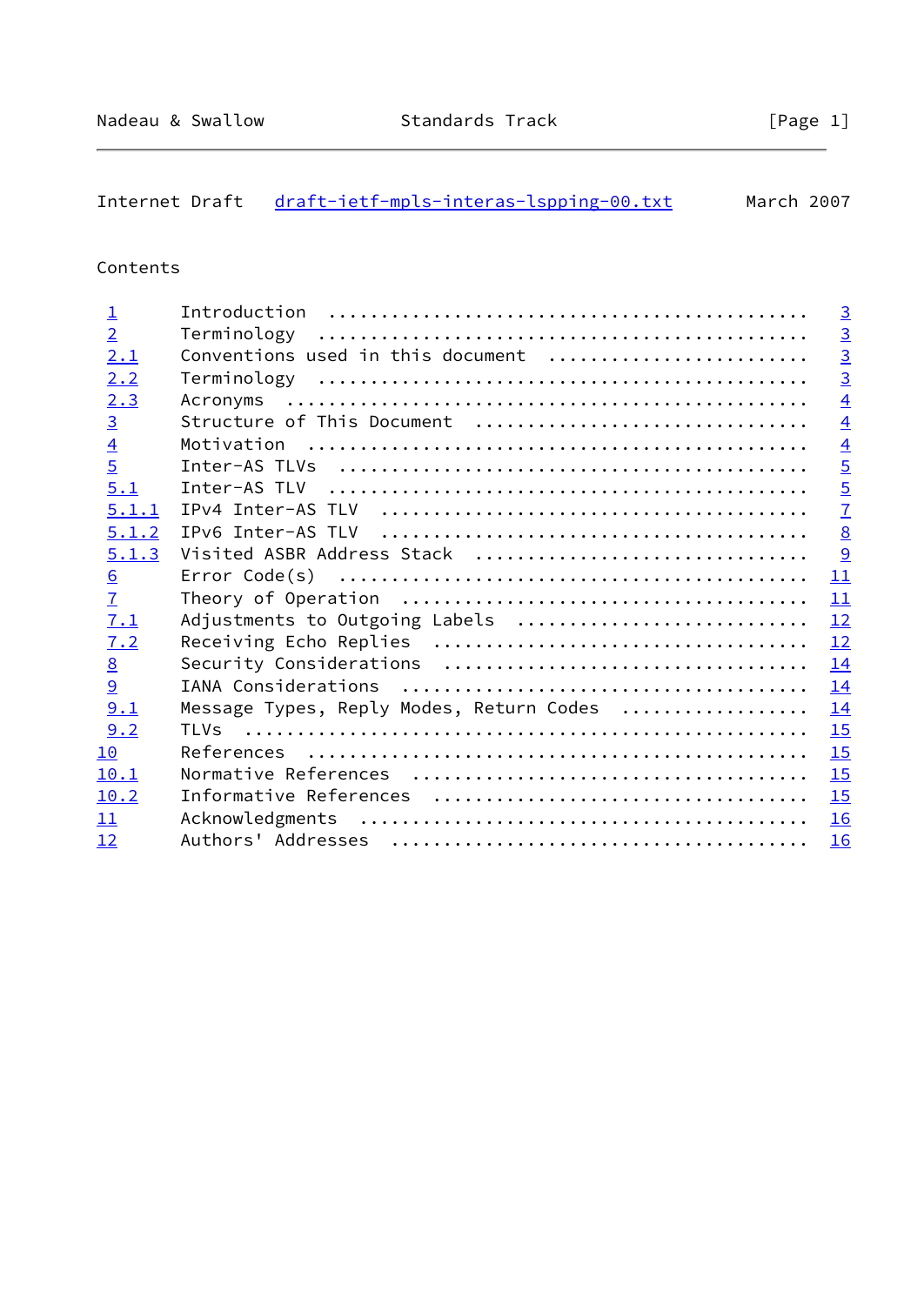## Contents

| | | |
|---|---|---|
| 1 | Introduction | 3 |
| 2 | Terminology | 3 |
| 2.1 | Conventions used in this document | 3 |
| 2.2 | Terminology | 3 |
| 2.3 | Acronyms | 4 |
| 3 | Structure of This Document | 4 |
| 4 | Motivation | 4 |
| 5 | Inter-AS TLVs | 5 |
| 5.1 | Inter-AS TLV | 5 |
| 5.1.1 | IPv4 Inter-AS TLV | 7 |
| 5.1.2 | IPv6 Inter-AS TLV | 8 |
| 5.1.3 | Visited ASBR Address Stack | 9 |
| 6 | Error Code(s) | 11 |
| 7 | Theory of Operation | 11 |
| 7.1 | Adjustments to Outgoing Labels | 12 |
| 7.2 | Receiving Echo Replies | 12 |
| 8 | Security Considerations | 14 |
| 9 | IANA Considerations | 14 |
| 9.1 | Message Types, Reply Modes, Return Codes | 14 |
| 9.2 | TLVs | 15 |
| 10 | References | 15 |
| 10.1 | Normative References | 15 |
| 10.2 | Informative References | 15 |
| 11 | Acknowledgments | 16 |
| 12 | Authors' Addresses | 16 |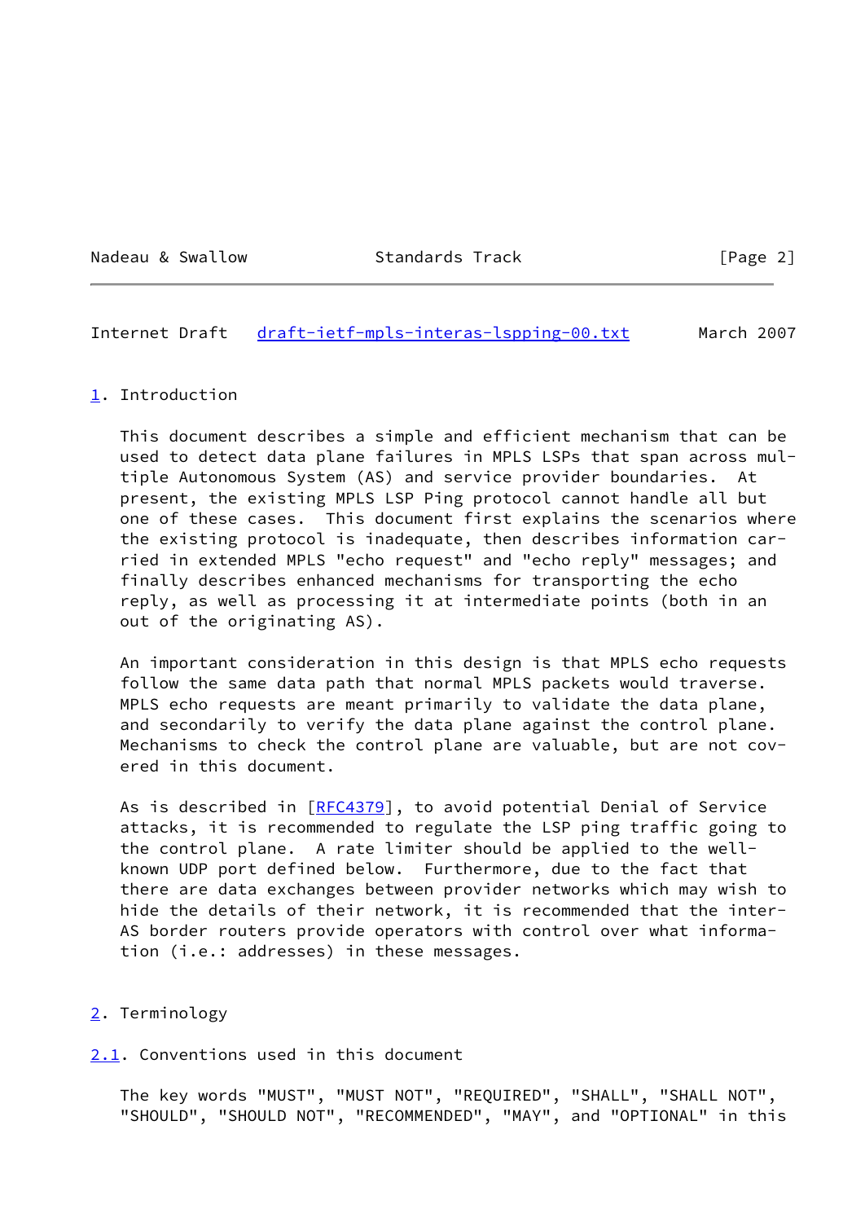## 1. Introduction

This document describes a simple and efficient mechanism that can be used to detect data plane failures in MPLS LSPs that span across multiple Autonomous System (AS) and service provider boundaries. At present, the existing MPLS LSP Ping protocol cannot handle all but one of these cases. This document first explains the scenarios where the existing protocol is inadequate, then describes information carried in extended MPLS "echo request" and "echo reply" messages; and finally describes enhanced mechanisms for transporting the echo reply, as well as processing it at intermediate points (both in an out of the originating AS).

An important consideration in this design is that MPLS echo requests follow the same data path that normal MPLS packets would traverse. MPLS echo requests are meant primarily to validate the data plane, and secondarily to verify the data plane against the control plane. Mechanisms to check the control plane are valuable, but are not covered in this document.

As is described in [RFC4379], to avoid potential Denial of Service attacks, it is recommended to regulate the LSP ping traffic going to the control plane. A rate limiter should be applied to the well-known UDP port defined below. Furthermore, due to the fact that there are data exchanges between provider networks which may wish to hide the details of their network, it is recommended that the inter-AS border routers provide operators with control over what information (i.e.: addresses) in these messages.

## 2. Terminology

### 2.1. Conventions used in this document

The key words "MUST", "MUST NOT", "REQUIRED", "SHALL", "SHALL NOT", "SHOULD", "SHOULD NOT", "RECOMMENDED", "MAY", and "OPTIONAL" in this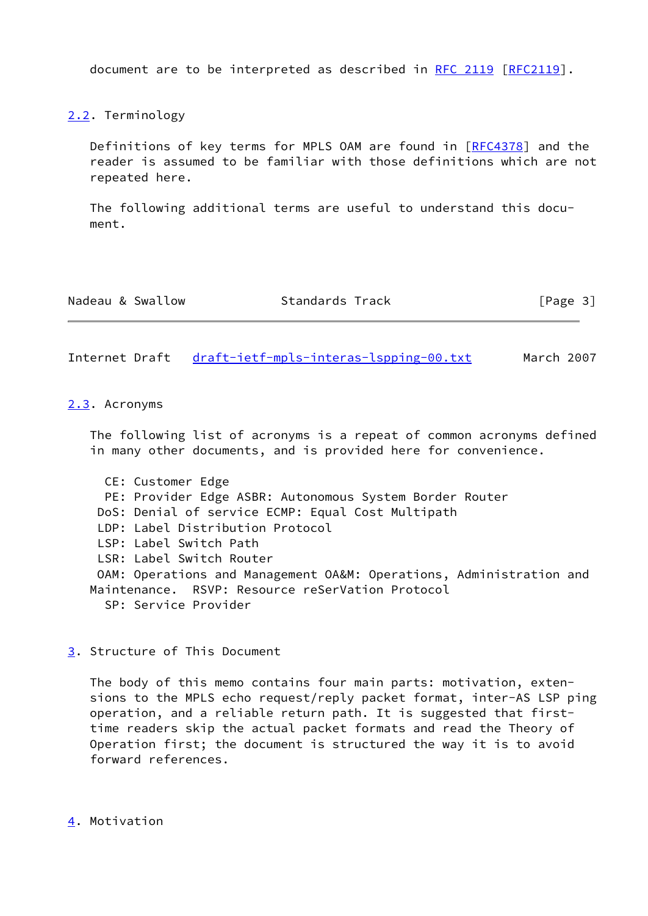document are to be interpreted as described in RFC 2119 [RFC2119].

## 2.2. Terminology

Definitions of key terms for MPLS OAM are found in [RFC4378] and the reader is assumed to be familiar with those definitions which are not repeated here.

The following additional terms are useful to understand this document.

## 2.3. Acronyms

The following list of acronyms is a repeat of common acronyms defined in many other documents, and is provided here for convenience.

CE: Customer Edge
PE: Provider Edge ASBR: Autonomous System Border Router
DoS: Denial of service ECMP: Equal Cost Multipath
LDP: Label Distribution Protocol
LSP: Label Switch Path
LSR: Label Switch Router
OAM: Operations and Management OA&M: Operations, Administration and Maintenance. RSVP: Resource reSerVation Protocol
SP: Service Provider

# 3. Structure of This Document

The body of this memo contains four main parts: motivation, extensions to the MPLS echo request/reply packet format, inter-AS LSP ping operation, and a reliable return path. It is suggested that first-time readers skip the actual packet formats and read the Theory of Operation first; the document is structured the way it is to avoid forward references.

# 4. Motivation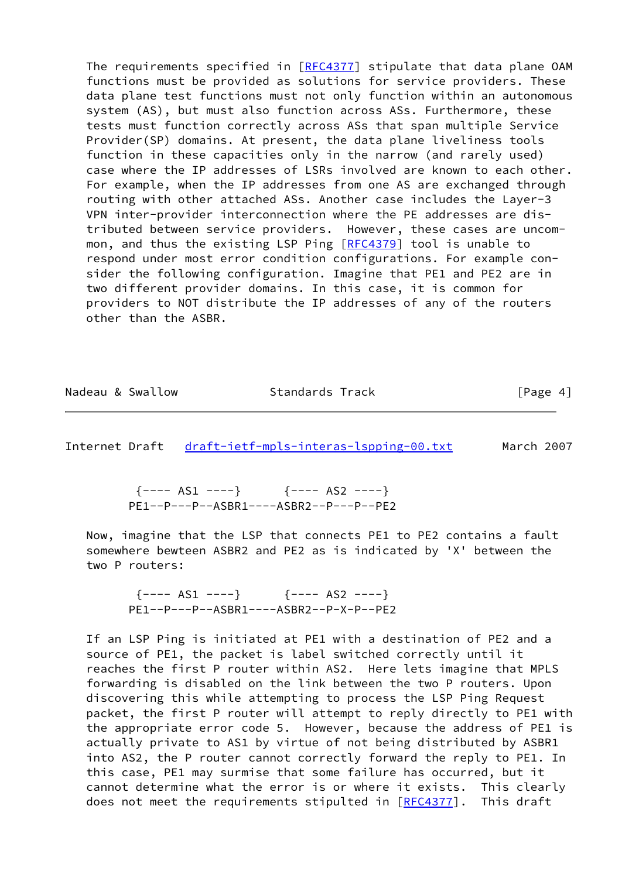The requirements specified in [RFC4377] stipulate that data plane OAM functions must be provided as solutions for service providers. These data plane test functions must not only function within an autonomous system (AS), but must also function across ASs. Furthermore, these tests must function correctly across ASs that span multiple Service Provider(SP) domains. At present, the data plane liveliness tools function in these capacities only in the narrow (and rarely used) case where the IP addresses of LSRs involved are known to each other. For example, when the IP addresses from one AS are exchanged through routing with other attached ASs. Another case includes the Layer-3 VPN inter-provider interconnection where the PE addresses are distributed between service providers. However, these cases are uncommon, and thus the existing LSP Ping [RFC4379] tool is unable to respond under most error condition configurations. For example consider the following configuration. Imagine that PE1 and PE2 are in two different provider domains. In this case, it is common for providers to NOT distribute the IP addresses of any of the routers other than the ASBR.

```
        {---- AS1 ----}      {---- AS2 ----}
       PE1--P---P--ASBR1----ASBR2--P---P--PE2
```

Now, imagine that the LSP that connects PE1 to PE2 contains a fault somewhere bewteen ASBR2 and PE2 as is indicated by 'X' between the two P routers:

```
        {---- AS1 ----}      {---- AS2 ----}
       PE1--P---P--ASBR1----ASBR2--P-X-P--PE2
```

If an LSP Ping is initiated at PE1 with a destination of PE2 and a source of PE1, the packet is label switched correctly until it reaches the first P router within AS2. Here lets imagine that MPLS forwarding is disabled on the link between the two P routers. Upon discovering this while attempting to process the LSP Ping Request packet, the first P router will attempt to reply directly to PE1 with the appropriate error code 5. However, because the address of PE1 is actually private to AS1 by virtue of not being distributed by ASBR1 into AS2, the P router cannot correctly forward the reply to PE1. In this case, PE1 may surmise that some failure has occurred, but it cannot determine what the error is or where it exists. This clearly does not meet the requirements stipulted in [RFC4377]. This draft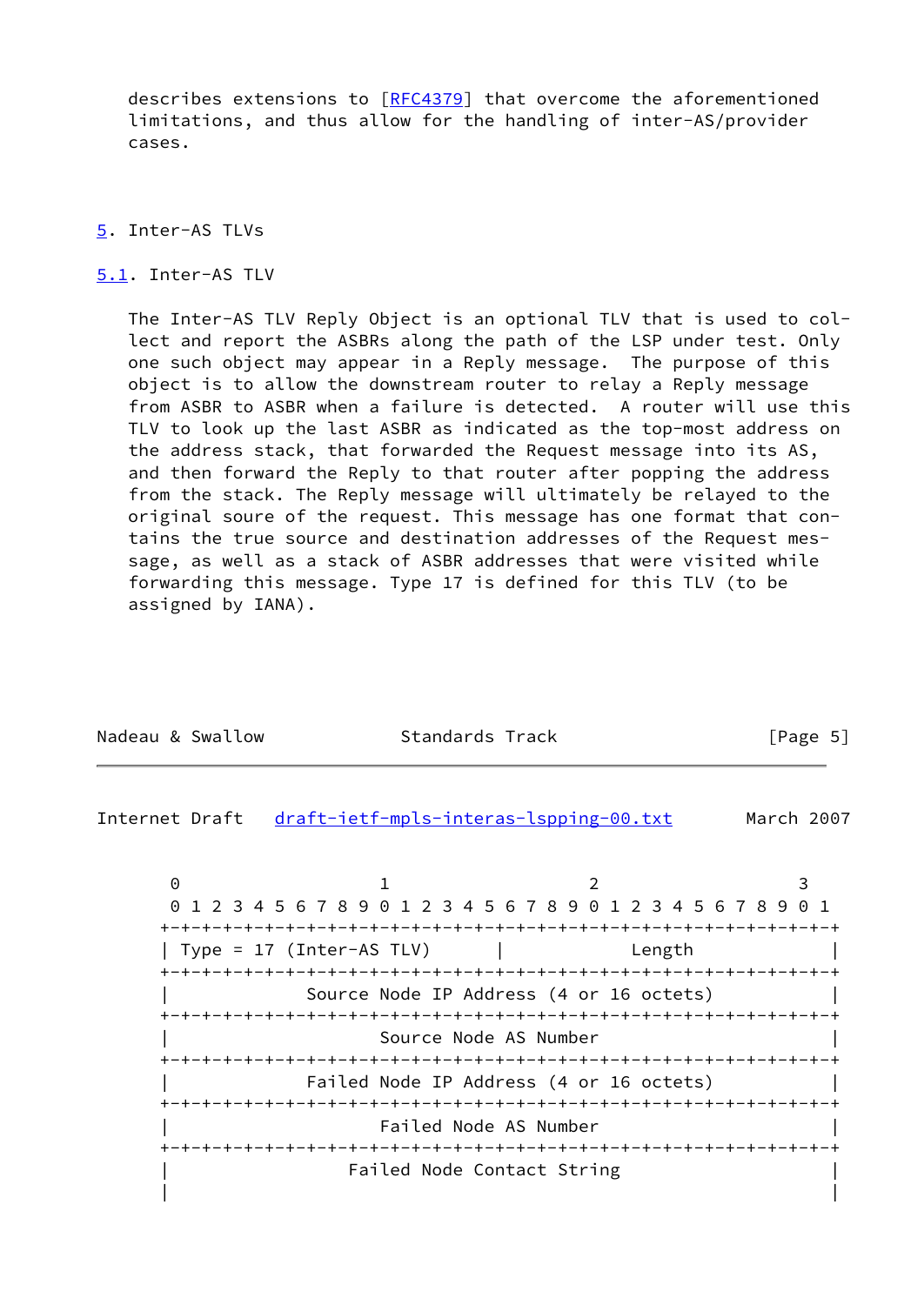describes extensions to [RFC4379] that overcome the aforementioned limitations, and thus allow for the handling of inter-AS/provider cases.

## 5. Inter-AS TLVs

### 5.1. Inter-AS TLV

The Inter-AS TLV Reply Object is an optional TLV that is used to collect and report the ASBRs along the path of the LSP under test. Only one such object may appear in a Reply message. The purpose of this object is to allow the downstream router to relay a Reply message from ASBR to ASBR when a failure is detected. A router will use this TLV to look up the last ASBR as indicated as the top-most address on the address stack, that forwarded the Request message into its AS, and then forward the Reply to that router after popping the address from the stack. The Reply message will ultimately be relayed to the original soure of the request. This message has one format that contains the true source and destination addresses of the Request message, as well as a stack of ASBR addresses that were visited while forwarding this message. Type 17 is defined for this TLV (to be assigned by IANA).

```
 0                   1                   2                   3
 0 1 2 3 4 5 6 7 8 9 0 1 2 3 4 5 6 7 8 9 0 1 2 3 4 5 6 7 8 9 0 1
+-+-+-+-+-+-+-+-+-+-+-+-+-+-+-+-+-+-+-+-+-+-+-+-+-+-+-+-+-+-+-+-+
| Type = 17 (Inter-AS TLV)      |            Length             |
+-+-+-+-+-+-+-+-+-+-+-+-+-+-+-+-+-+-+-+-+-+-+-+-+-+-+-+-+-+-+-+-+
|             Source Node IP Address (4 or 16 octets)           |
+-+-+-+-+-+-+-+-+-+-+-+-+-+-+-+-+-+-+-+-+-+-+-+-+-+-+-+-+-+-+-+-+
|                    Source Node AS Number                      |
+-+-+-+-+-+-+-+-+-+-+-+-+-+-+-+-+-+-+-+-+-+-+-+-+-+-+-+-+-+-+-+-+
|             Failed Node IP Address (4 or 16 octets)           |
+-+-+-+-+-+-+-+-+-+-+-+-+-+-+-+-+-+-+-+-+-+-+-+-+-+-+-+-+-+-+-+-+
|                    Failed Node AS Number                      |
+-+-+-+-+-+-+-+-+-+-+-+-+-+-+-+-+-+-+-+-+-+-+-+-+-+-+-+-+-+-+-+-+
|                 Failed Node Contact String                    |
|                                                               |
```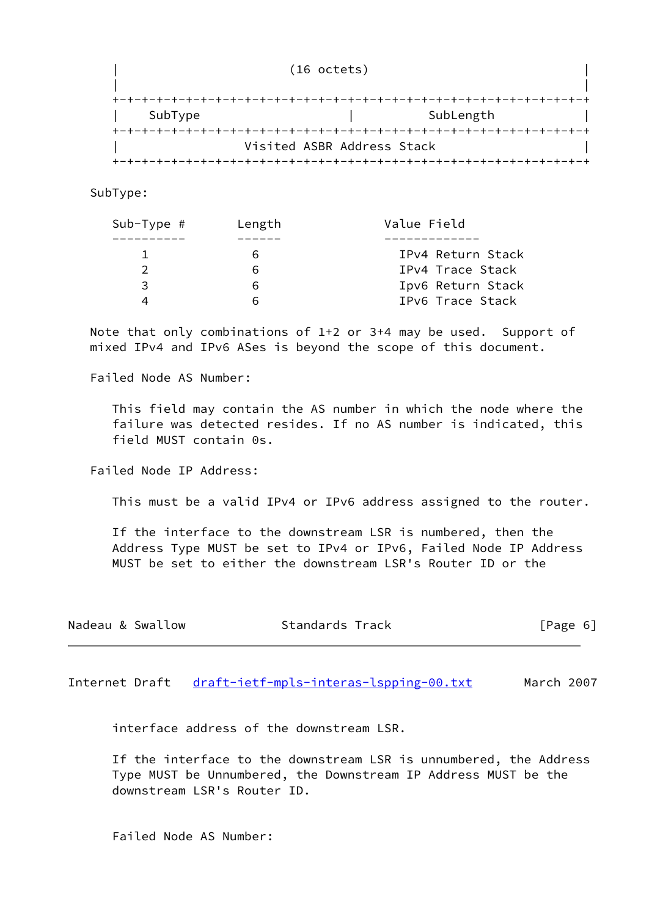```
|                           (16 octets)                         |
|                                                               |
+-+-+-+-+-+-+-+-+-+-+-+-+-+-+-+-+-+-+-+-+-+-+-+-+-+-+-+-+-+-+-+-+
|    SubType                    |           SubLength           |
+-+-+-+-+-+-+-+-+-+-+-+-+-+-+-+-+-+-+-+-+-+-+-+-+-+-+-+-+-+-+-+-+
|                 Visited ASBR Address Stack                    |
+-+-+-+-+-+-+-+-+-+-+-+-+-+-+-+-+-+-+-+-+-+-+-+-+-+-+-+-+-+-+-+-+
```

SubType:

| Sub-Type # | Length | Value Field |
|---|---|---|
| 1 | 6 | IPv4 Return Stack |
| 2 | 6 | IPv4 Trace Stack |
| 3 | 6 | Ipv6 Return Stack |
| 4 | 6 | IPv6 Trace Stack |

Note that only combinations of 1+2 or 3+4 may be used. Support of mixed IPv4 and IPv6 ASes is beyond the scope of this document.

Failed Node AS Number:

This field may contain the AS number in which the node where the failure was detected resides. If no AS number is indicated, this field MUST contain 0s.

Failed Node IP Address:

This must be a valid IPv4 or IPv6 address assigned to the router.

If the interface to the downstream LSR is numbered, then the Address Type MUST be set to IPv4 or IPv6, Failed Node IP Address MUST be set to either the downstream LSR's Router ID or the interface address of the downstream LSR.

If the interface to the downstream LSR is unnumbered, the Address Type MUST be Unnumbered, the Downstream IP Address MUST be the downstream LSR's Router ID.

Failed Node AS Number: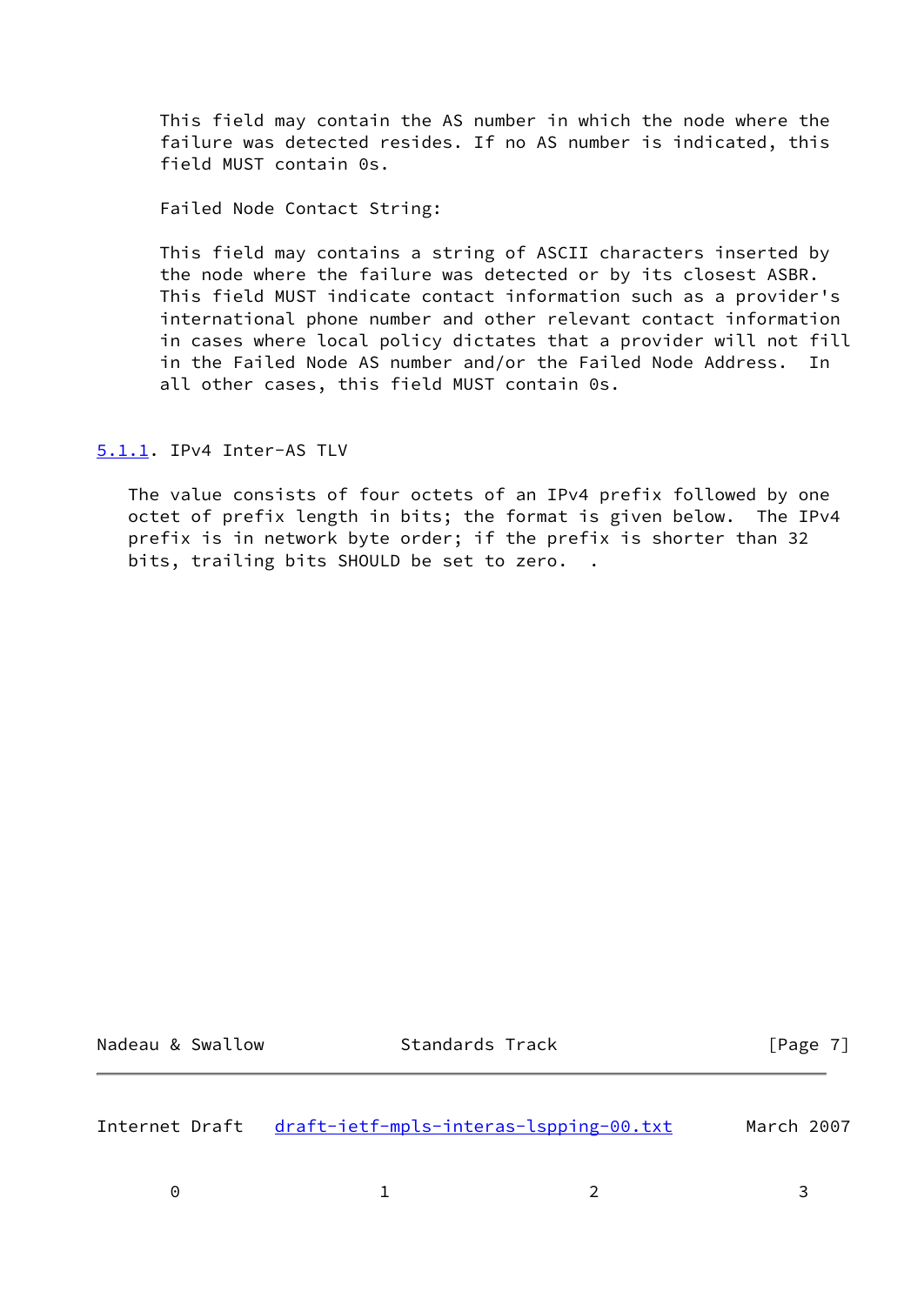This field may contain the AS number in which the node where the failure was detected resides. If no AS number is indicated, this field MUST contain 0s.

Failed Node Contact String:

This field may contains a string of ASCII characters inserted by the node where the failure was detected or by its closest ASBR. This field MUST indicate contact information such as a provider's international phone number and other relevant contact information in cases where local policy dictates that a provider will not fill in the Failed Node AS number and/or the Failed Node Address. In all other cases, this field MUST contain 0s.

### 5.1.1. IPv4 Inter-AS TLV

The value consists of four octets of an IPv4 prefix followed by one octet of prefix length in bits; the format is given below. The IPv4 prefix is in network byte order; if the prefix is shorter than 32 bits, trailing bits SHOULD be set to zero.   .

```
     0                   1                   2                   3
```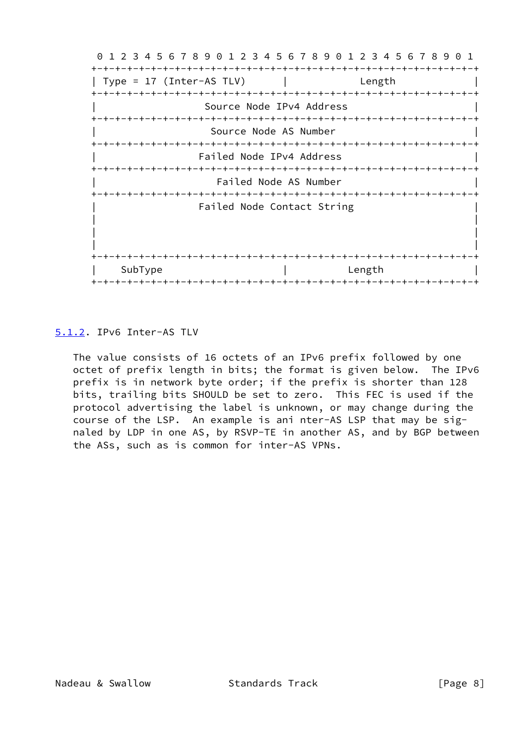```
 0 1 2 3 4 5 6 7 8 9 0 1 2 3 4 5 6 7 8 9 0 1 2 3 4 5 6 7 8 9 0 1
+-+-+-+-+-+-+-+-+-+-+-+-+-+-+-+-+-+-+-+-+-+-+-+-+-+-+-+-+-+-+-+-+
| Type = 17 (Inter-AS TLV)      |             Length            |
+-+-+-+-+-+-+-+-+-+-+-+-+-+-+-+-+-+-+-+-+-+-+-+-+-+-+-+-+-+-+-+-+
|                  Source Node IPv4 Address                     |
+-+-+-+-+-+-+-+-+-+-+-+-+-+-+-+-+-+-+-+-+-+-+-+-+-+-+-+-+-+-+-+-+
|                   Source Node AS Number                       |
+-+-+-+-+-+-+-+-+-+-+-+-+-+-+-+-+-+-+-+-+-+-+-+-+-+-+-+-+-+-+-+-+
|                 Failed Node IPv4 Address                      |
+-+-+-+-+-+-+-+-+-+-+-+-+-+-+-+-+-+-+-+-+-+-+-+-+-+-+-+-+-+-+-+-+
|                    Failed Node AS Number                      |
+-+-+-+-+-+-+-+-+-+-+-+-+-+-+-+-+-+-+-+-+-+-+-+-+-+-+-+-+-+-+-+-+
|                 Failed Node Contact String                    |
|                                                               |
|                                                               |
|                                                               |
+-+-+-+-+-+-+-+-+-+-+-+-+-+-+-+-+-+-+-+-+-+-+-+-+-+-+-+-+-+-+-+-+
|    SubType                    |           Length              |
+-+-+-+-+-+-+-+-+-+-+-+-+-+-+-+-+-+-+-+-+-+-+-+-+-+-+-+-+-+-+-+-+
```

### 5.1.2. IPv6 Inter-AS TLV

The value consists of 16 octets of an IPv6 prefix followed by one octet of prefix length in bits; the format is given below. The IPv6 prefix is in network byte order; if the prefix is shorter than 128 bits, trailing bits SHOULD be set to zero. This FEC is used if the protocol advertising the label is unknown, or may change during the course of the LSP. An example is ani nter-AS LSP that may be signaled by LDP in one AS, by RSVP-TE in another AS, and by BGP between the ASs, such as is common for inter-AS VPNs.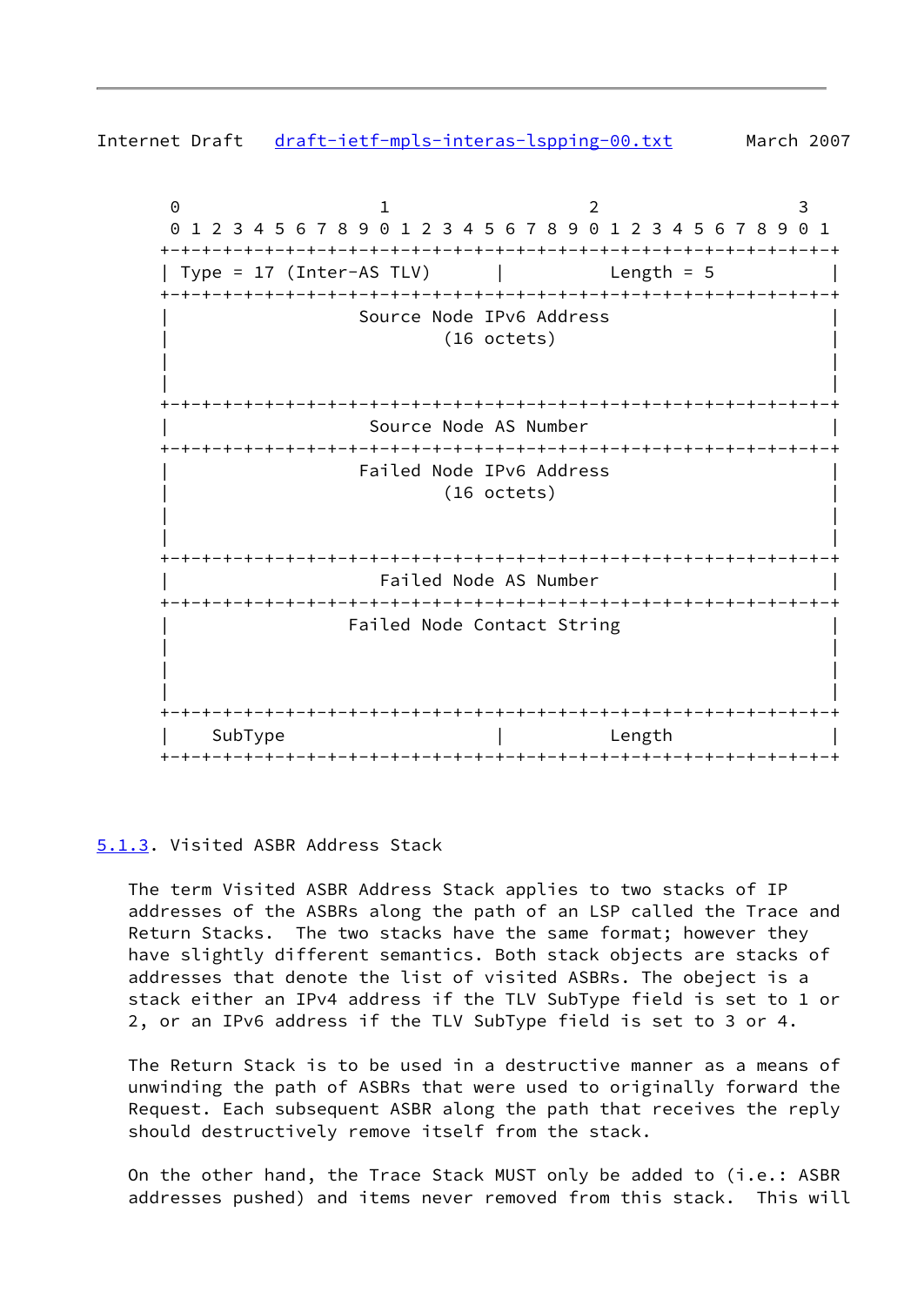```
 0                   1                   2                   3
 0 1 2 3 4 5 6 7 8 9 0 1 2 3 4 5 6 7 8 9 0 1 2 3 4 5 6 7 8 9 0 1
+-+-+-+-+-+-+-+-+-+-+-+-+-+-+-+-+-+-+-+-+-+-+-+-+-+-+-+-+-+-+-+-+
| Type = 17 (Inter-AS TLV)      |          Length = 5           |
+-+-+-+-+-+-+-+-+-+-+-+-+-+-+-+-+-+-+-+-+-+-+-+-+-+-+-+-+-+-+-+-+
|                   Source Node IPv6 Address                    |
|                           (16 octets)                         |
|                                                               |
|                                                               |
+-+-+-+-+-+-+-+-+-+-+-+-+-+-+-+-+-+-+-+-+-+-+-+-+-+-+-+-+-+-+-+-+
|                    Source Node AS Number                      |
+-+-+-+-+-+-+-+-+-+-+-+-+-+-+-+-+-+-+-+-+-+-+-+-+-+-+-+-+-+-+-+-+
|                   Failed Node IPv6 Address                    |
|                           (16 octets)                         |
|                                                               |
|                                                               |
+-+-+-+-+-+-+-+-+-+-+-+-+-+-+-+-+-+-+-+-+-+-+-+-+-+-+-+-+-+-+-+-+
|                     Failed Node AS Number                     |
+-+-+-+-+-+-+-+-+-+-+-+-+-+-+-+-+-+-+-+-+-+-+-+-+-+-+-+-+-+-+-+-+
|                  Failed Node Contact String                   |
|                                                               |
|                                                               |
|                                                               |
+-+-+-+-+-+-+-+-+-+-+-+-+-+-+-+-+-+-+-+-+-+-+-+-+-+-+-+-+-+-+-+-+
|    SubType                    |          Length               |
+-+-+-+-+-+-+-+-+-+-+-+-+-+-+-+-+-+-+-+-+-+-+-+-+-+-+-+-+-+-+-+-+
```

### 5.1.3. Visited ASBR Address Stack

The term Visited ASBR Address Stack applies to two stacks of IP addresses of the ASBRs along the path of an LSP called the Trace and Return Stacks. The two stacks have the same format; however they have slightly different semantics. Both stack objects are stacks of addresses that denote the list of visited ASBRs. The obeject is a stack either an IPv4 address if the TLV SubType field is set to 1 or 2, or an IPv6 address if the TLV SubType field is set to 3 or 4.

The Return Stack is to be used in a destructive manner as a means of unwinding the path of ASBRs that were used to originally forward the Request. Each subsequent ASBR along the path that receives the reply should destructively remove itself from the stack.

On the other hand, the Trace Stack MUST only be added to (i.e.: ASBR addresses pushed) and items never removed from this stack. This will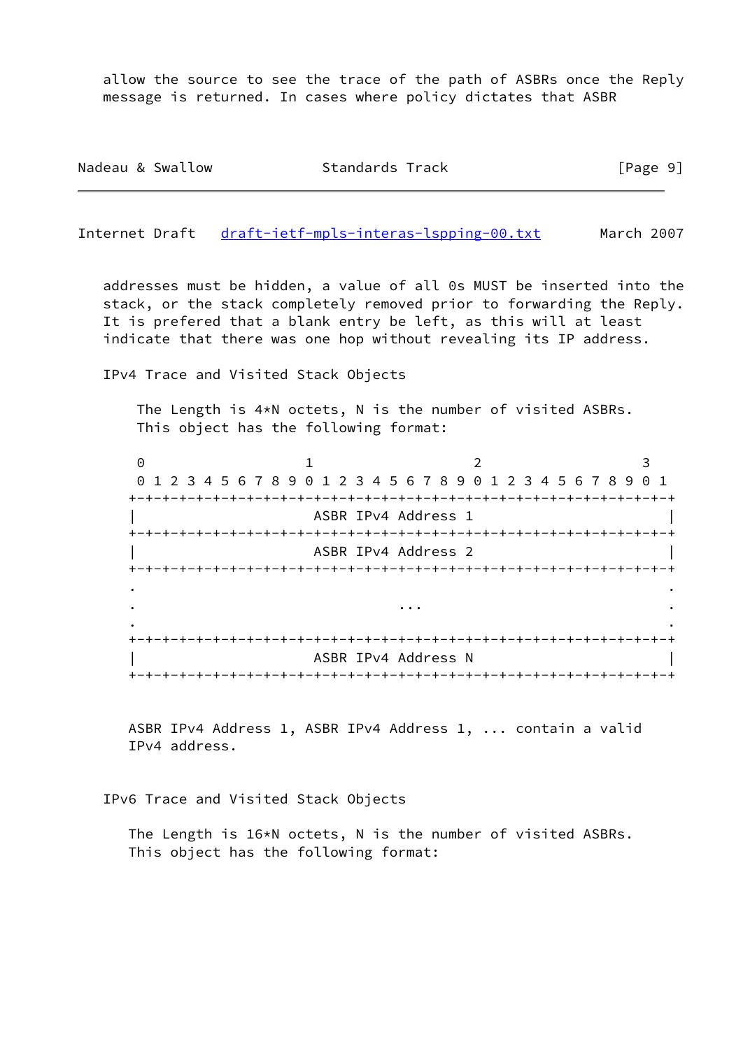allow the source to see the trace of the path of ASBRs once the Reply message is returned. In cases where policy dictates that ASBR addresses must be hidden, a value of all 0s MUST be inserted into the stack, or the stack completely removed prior to forwarding the Reply. It is prefered that a blank entry be left, as this will at least indicate that there was one hop without revealing its IP address.

IPv4 Trace and Visited Stack Objects

The Length is 4*N octets, N is the number of visited ASBRs. This object has the following format:

```
 0                   1                   2                   3
 0 1 2 3 4 5 6 7 8 9 0 1 2 3 4 5 6 7 8 9 0 1 2 3 4 5 6 7 8 9 0 1
+-+-+-+-+-+-+-+-+-+-+-+-+-+-+-+-+-+-+-+-+-+-+-+-+-+-+-+-+-+-+-+-+
|                      ASBR IPv4 Address 1                      |
+-+-+-+-+-+-+-+-+-+-+-+-+-+-+-+-+-+-+-+-+-+-+-+-+-+-+-+-+-+-+-+-+
|                      ASBR IPv4 Address 2                      |
+-+-+-+-+-+-+-+-+-+-+-+-+-+-+-+-+-+-+-+-+-+-+-+-+-+-+-+-+-+-+-+-+
.                                                               .
.                              ...                              .
.                                                               .
+-+-+-+-+-+-+-+-+-+-+-+-+-+-+-+-+-+-+-+-+-+-+-+-+-+-+-+-+-+-+-+-+
|                      ASBR IPv4 Address N                      |
+-+-+-+-+-+-+-+-+-+-+-+-+-+-+-+-+-+-+-+-+-+-+-+-+-+-+-+-+-+-+-+-+
```

ASBR IPv4 Address 1, ASBR IPv4 Address 1, ... contain a valid IPv4 address.

IPv6 Trace and Visited Stack Objects

The Length is 16*N octets, N is the number of visited ASBRs. This object has the following format: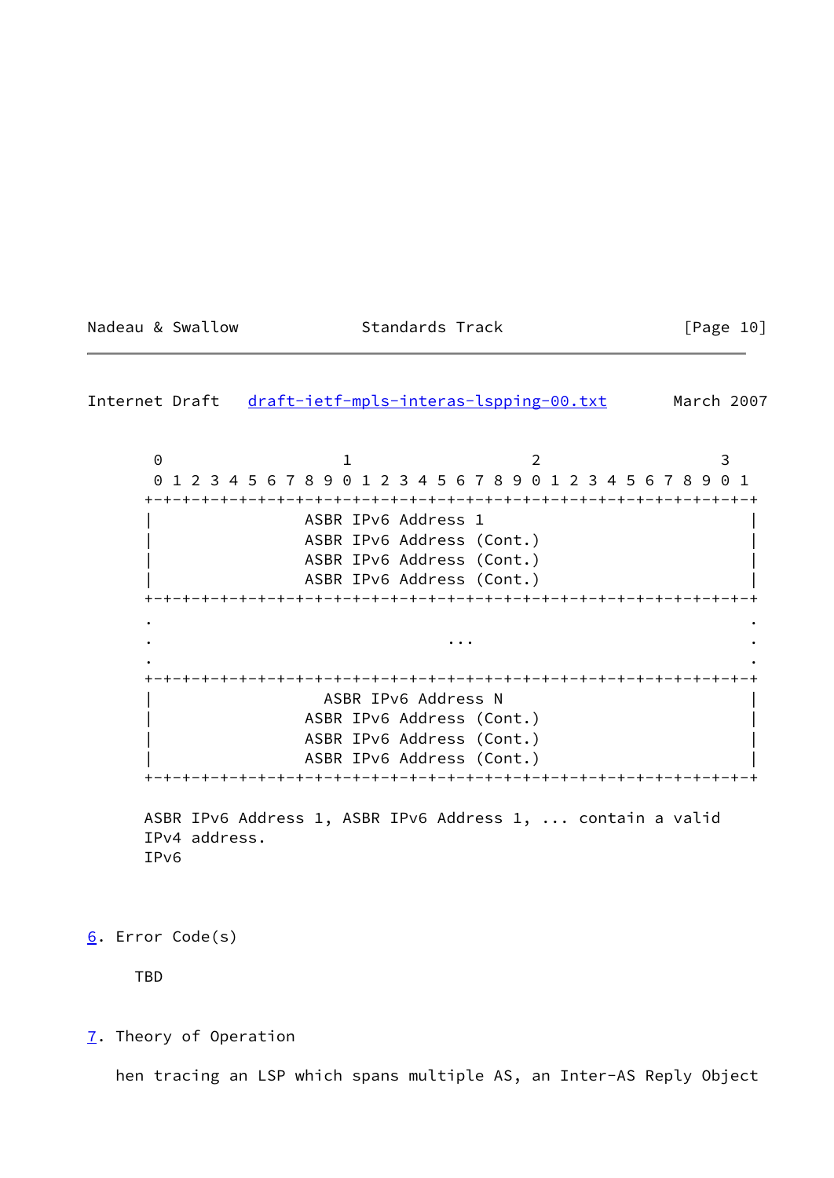```
     0                   1                   2                   3
     0 1 2 3 4 5 6 7 8 9 0 1 2 3 4 5 6 7 8 9 0 1 2 3 4 5 6 7 8 9 0 1
    +-+-+-+-+-+-+-+-+-+-+-+-+-+-+-+-+-+-+-+-+-+-+-+-+-+-+-+-+-+-+-+-+
    |                 ASBR IPv6 Address 1                           |
    |                 ASBR IPv6 Address (Cont.)                     |
    |                 ASBR IPv6 Address (Cont.)                     |
    |                 ASBR IPv6 Address (Cont.)                     |
    +-+-+-+-+-+-+-+-+-+-+-+-+-+-+-+-+-+-+-+-+-+-+-+-+-+-+-+-+-+-+-+-+
    .                                                               .
    .                               ...                             .
    .                                                               .
    +-+-+-+-+-+-+-+-+-+-+-+-+-+-+-+-+-+-+-+-+-+-+-+-+-+-+-+-+-+-+-+-+
    |                   ASBR IPv6 Address N                         |
    |                 ASBR IPv6 Address (Cont.)                     |
    |                 ASBR IPv6 Address (Cont.)                     |
    |                 ASBR IPv6 Address (Cont.)                     |
    +-+-+-+-+-+-+-+-+-+-+-+-+-+-+-+-+-+-+-+-+-+-+-+-+-+-+-+-+-+-+-+-+
```

ASBR IPv6 Address 1, ASBR IPv6 Address 1, ... contain a valid IPv4 address.
IPv6

## 6. Error Code(s)

TBD

## 7. Theory of Operation

hen tracing an LSP which spans multiple AS, an Inter-AS Reply Object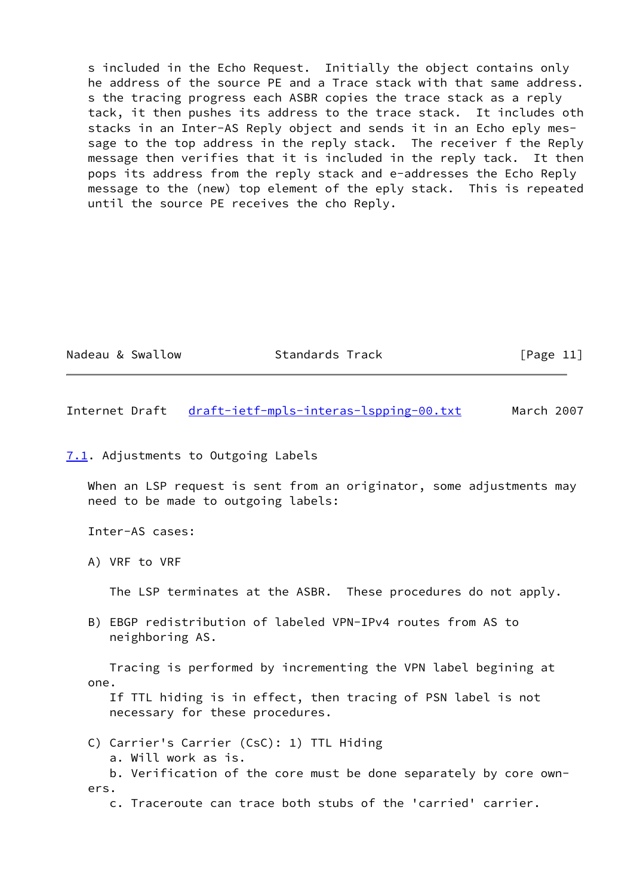s included in the Echo Request. Initially the object contains only he address of the source PE and a Trace stack with that same address. s the tracing progress each ASBR copies the trace stack as a reply tack, it then pushes its address to the trace stack. It includes oth stacks in an Inter-AS Reply object and sends it in an Echo eply message to the top address in the reply stack. The receiver f the Reply message then verifies that it is included in the reply tack. It then pops its address from the reply stack and e-addresses the Echo Reply message to the (new) top element of the eply stack. This is repeated until the source PE receives the cho Reply.

### 7.1. Adjustments to Outgoing Labels

When an LSP request is sent from an originator, some adjustments may need to be made to outgoing labels:

Inter-AS cases:

A) VRF to VRF

The LSP terminates at the ASBR. These procedures do not apply.

B) EBGP redistribution of labeled VPN-IPv4 routes from AS to neighboring AS.

Tracing is performed by incrementing the VPN label begining at one.
If TTL hiding is in effect, then tracing of PSN label is not necessary for these procedures.

C) Carrier's Carrier (CsC): 1) TTL Hiding
   a. Will work as is.
   b. Verification of the core must be done separately by core owners.
   c. Traceroute can trace both stubs of the 'carried' carrier.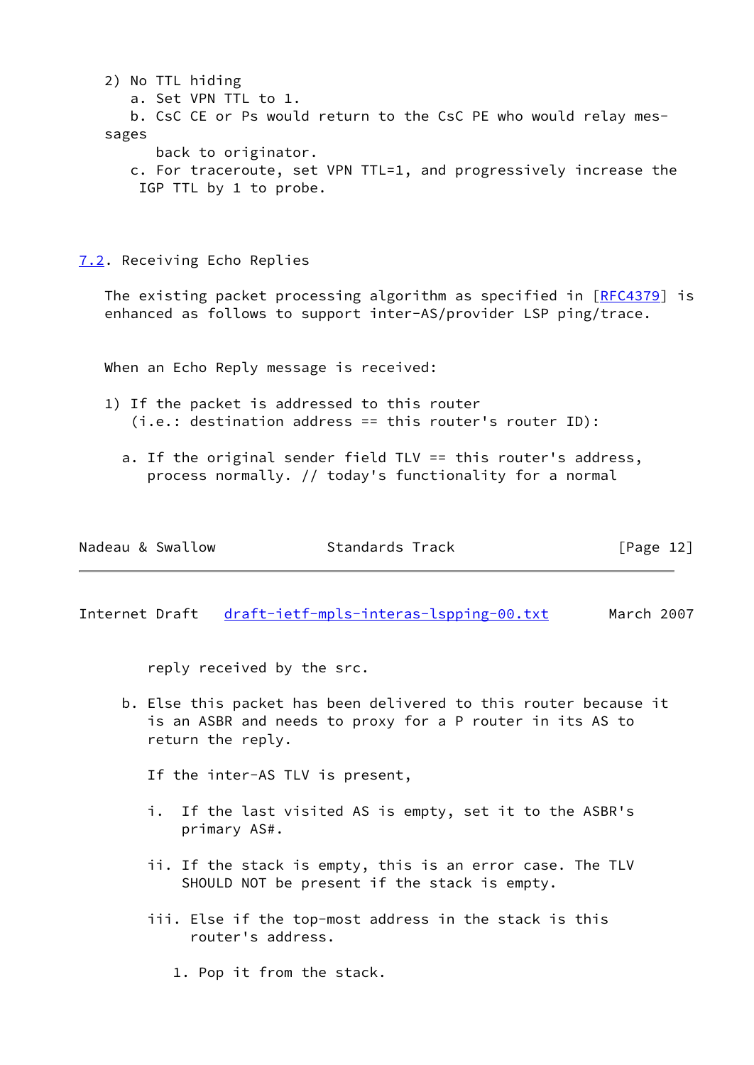2) No TTL hiding
   a. Set VPN TTL to 1.
   b. CsC CE or Ps would return to the CsC PE who would relay messages back to originator.
   c. For traceroute, set VPN TTL=1, and progressively increase the IGP TTL by 1 to probe.

## 7.2. Receiving Echo Replies

The existing packet processing algorithm as specified in [RFC4379] is enhanced as follows to support inter-AS/provider LSP ping/trace.

When an Echo Reply message is received:

1) If the packet is addressed to this router (i.e.: destination address == this router's router ID):

   a. If the original sender field TLV == this router's address, process normally. // today's functionality for a normal reply received by the src.

   b. Else this packet has been delivered to this router because it is an ASBR and needs to proxy for a P router in its AS to return the reply.

      If the inter-AS TLV is present,

      i. If the last visited AS is empty, set it to the ASBR's primary AS#.

      ii. If the stack is empty, this is an error case. The TLV SHOULD NOT be present if the stack is empty.

      iii. Else if the top-most address in the stack is this router's address.

         1. Pop it from the stack.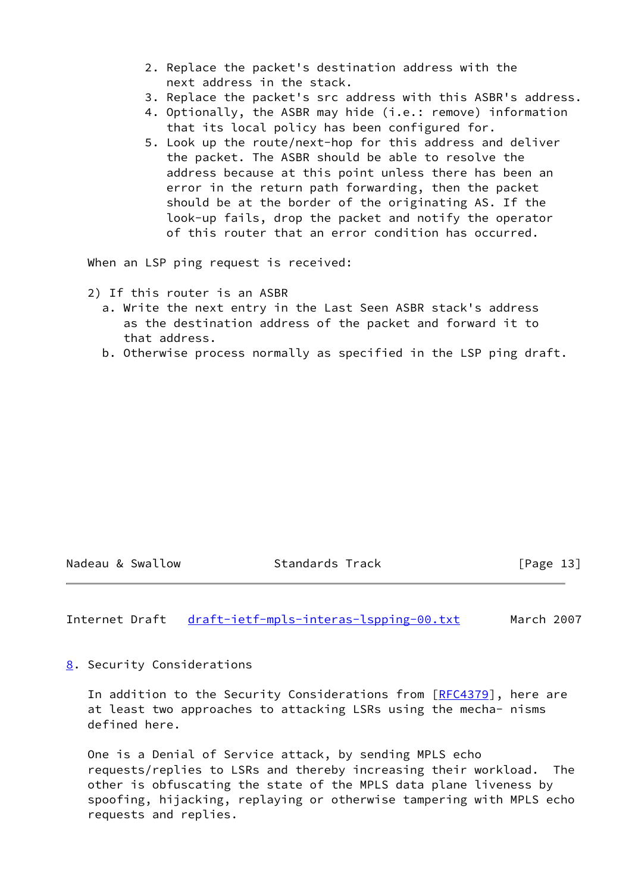2. Replace the packet's destination address with the next address in the stack.
3. Replace the packet's src address with this ASBR's address.
4. Optionally, the ASBR may hide (i.e.: remove) information that its local policy has been configured for.
5. Look up the route/next-hop for this address and deliver the packet. The ASBR should be able to resolve the address because at this point unless there has been an error in the return path forwarding, then the packet should be at the border of the originating AS. If the look-up fails, drop the packet and notify the operator of this router that an error condition has occurred.

When an LSP ping request is received:

2) If this router is an ASBR
   a. Write the next entry in the Last Seen ASBR stack's address as the destination address of the packet and forward it to that address.
   b. Otherwise process normally as specified in the LSP ping draft.

## 8. Security Considerations

In addition to the Security Considerations from [RFC4379], here are at least two approaches to attacking LSRs using the mecha- nisms defined here.

One is a Denial of Service attack, by sending MPLS echo requests/replies to LSRs and thereby increasing their workload. The other is obfuscating the state of the MPLS data plane liveness by spoofing, hijacking, replaying or otherwise tampering with MPLS echo requests and replies.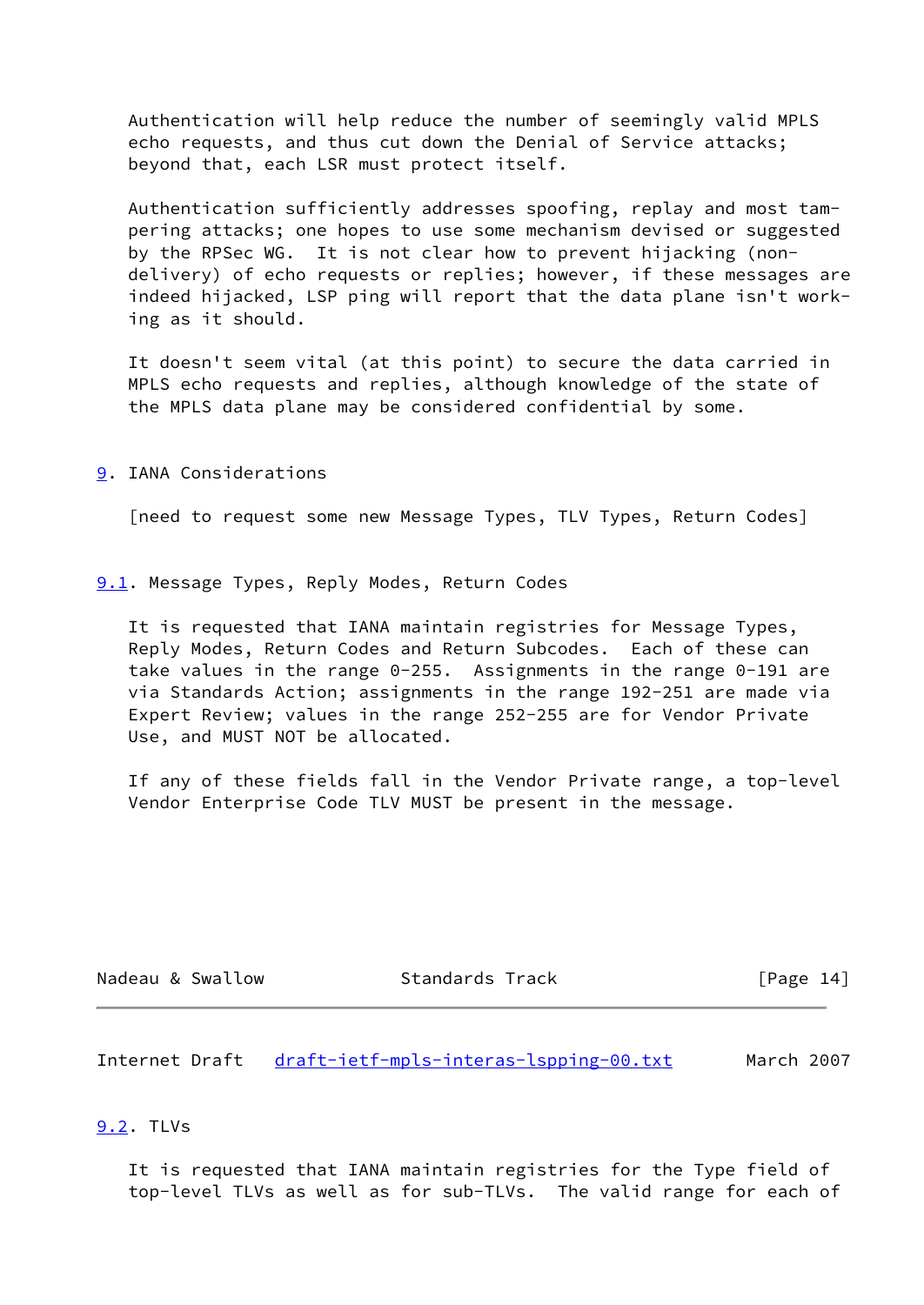Authentication will help reduce the number of seemingly valid MPLS echo requests, and thus cut down the Denial of Service attacks; beyond that, each LSR must protect itself.

Authentication sufficiently addresses spoofing, replay and most tampering attacks; one hopes to use some mechanism devised or suggested by the RPSec WG. It is not clear how to prevent hijacking (non-delivery) of echo requests or replies; however, if these messages are indeed hijacked, LSP ping will report that the data plane isn't working as it should.

It doesn't seem vital (at this point) to secure the data carried in MPLS echo requests and replies, although knowledge of the state of the MPLS data plane may be considered confidential by some.

## 9. IANA Considerations

[need to request some new Message Types, TLV Types, Return Codes]

### 9.1. Message Types, Reply Modes, Return Codes

It is requested that IANA maintain registries for Message Types, Reply Modes, Return Codes and Return Subcodes. Each of these can take values in the range 0-255. Assignments in the range 0-191 are via Standards Action; assignments in the range 192-251 are made via Expert Review; values in the range 252-255 are for Vendor Private Use, and MUST NOT be allocated.

If any of these fields fall in the Vendor Private range, a top-level Vendor Enterprise Code TLV MUST be present in the message.

### 9.2. TLVs

It is requested that IANA maintain registries for the Type field of top-level TLVs as well as for sub-TLVs. The valid range for each of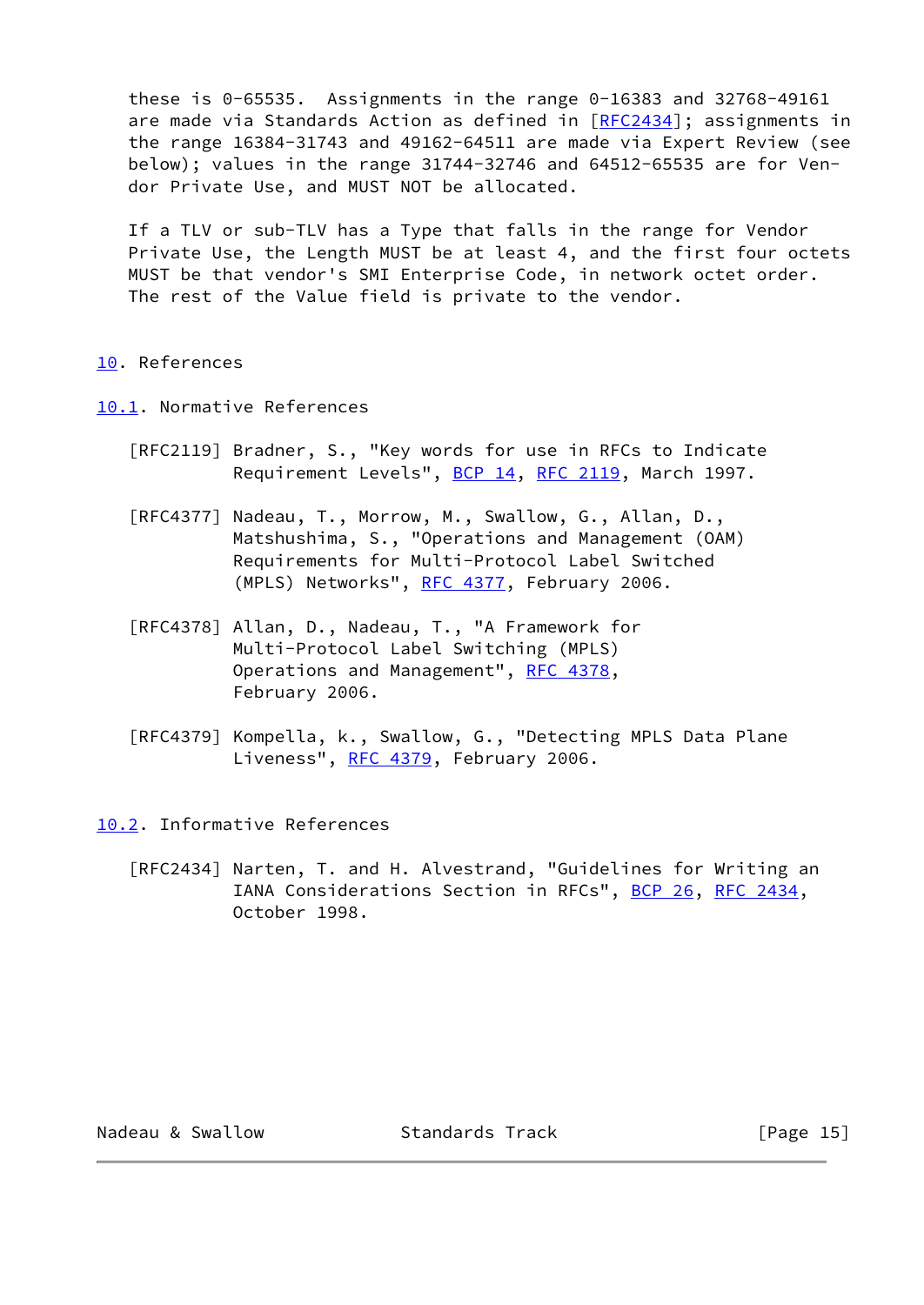these is 0-65535. Assignments in the range 0-16383 and 32768-49161 are made via Standards Action as defined in [RFC2434]; assignments in the range 16384-31743 and 49162-64511 are made via Expert Review (see below); values in the range 31744-32746 and 64512-65535 are for Vendor Private Use, and MUST NOT be allocated.

If a TLV or sub-TLV has a Type that falls in the range for Vendor Private Use, the Length MUST be at least 4, and the first four octets MUST be that vendor's SMI Enterprise Code, in network octet order. The rest of the Value field is private to the vendor.

## 10. References

### 10.1. Normative References

[RFC2119] Bradner, S., "Key words for use in RFCs to Indicate Requirement Levels", BCP 14, RFC 2119, March 1997.

[RFC4377] Nadeau, T., Morrow, M., Swallow, G., Allan, D., Matshushima, S., "Operations and Management (OAM) Requirements for Multi-Protocol Label Switched (MPLS) Networks", RFC 4377, February 2006.

[RFC4378] Allan, D., Nadeau, T., "A Framework for Multi-Protocol Label Switching (MPLS) Operations and Management", RFC 4378, February 2006.

[RFC4379] Kompella, k., Swallow, G., "Detecting MPLS Data Plane Liveness", RFC 4379, February 2006.

### 10.2. Informative References

[RFC2434] Narten, T. and H. Alvestrand, "Guidelines for Writing an IANA Considerations Section in RFCs", BCP 26, RFC 2434, October 1998.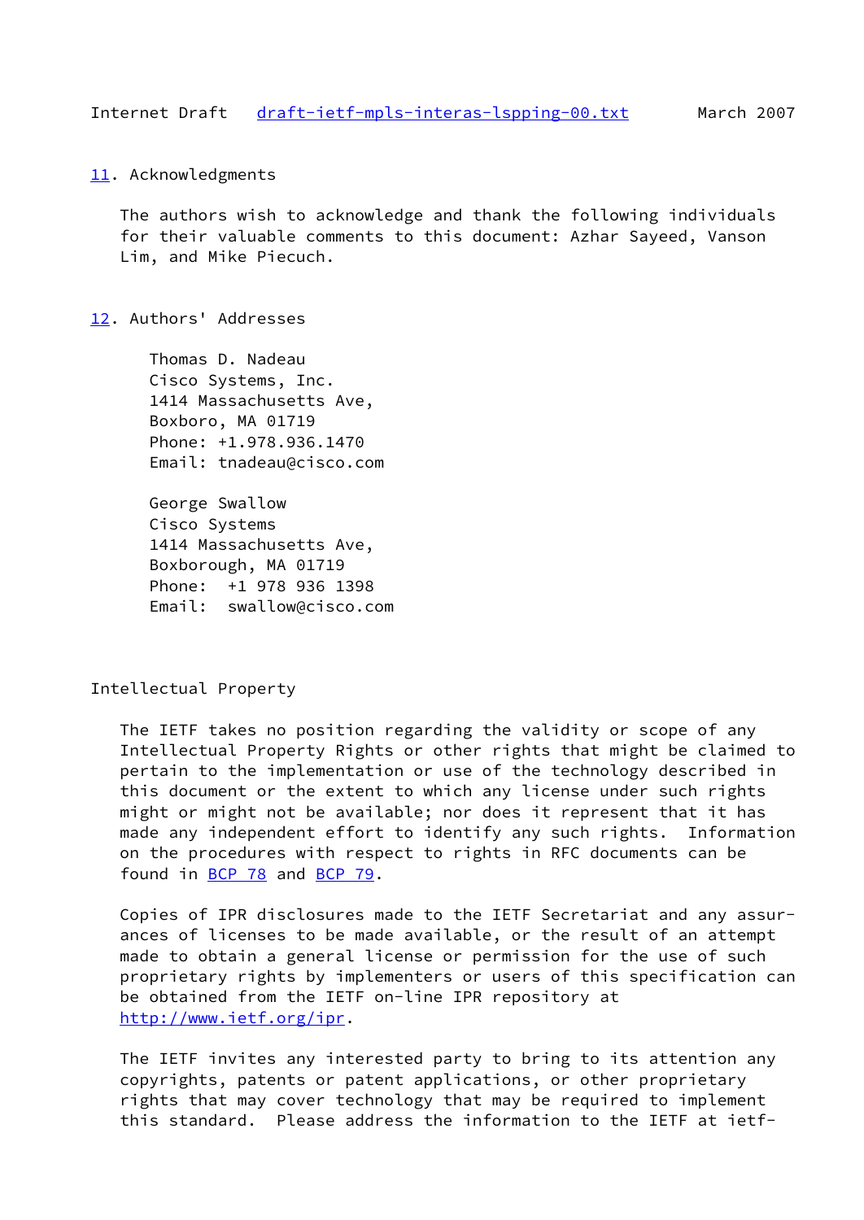## 11. Acknowledgments

The authors wish to acknowledge and thank the following individuals for their valuable comments to this document: Azhar Sayeed, Vanson Lim, and Mike Piecuch.

## 12. Authors' Addresses

Thomas D. Nadeau
Cisco Systems, Inc.
1414 Massachusetts Ave,
Boxboro, MA 01719
Phone: +1.978.936.1470
Email: tnadeau@cisco.com

George Swallow
Cisco Systems
1414 Massachusetts Ave,
Boxborough, MA 01719
Phone: +1 978 936 1398
Email: swallow@cisco.com

## Intellectual Property

The IETF takes no position regarding the validity or scope of any Intellectual Property Rights or other rights that might be claimed to pertain to the implementation or use of the technology described in this document or the extent to which any license under such rights might or might not be available; nor does it represent that it has made any independent effort to identify any such rights. Information on the procedures with respect to rights in RFC documents can be found in BCP 78 and BCP 79.

Copies of IPR disclosures made to the IETF Secretariat and any assurances of licenses to be made available, or the result of an attempt made to obtain a general license or permission for the use of such proprietary rights by implementers or users of this specification can be obtained from the IETF on-line IPR repository at http://www.ietf.org/ipr.

The IETF invites any interested party to bring to its attention any copyrights, patents or patent applications, or other proprietary rights that may cover technology that may be required to implement this standard. Please address the information to the IETF at ietf-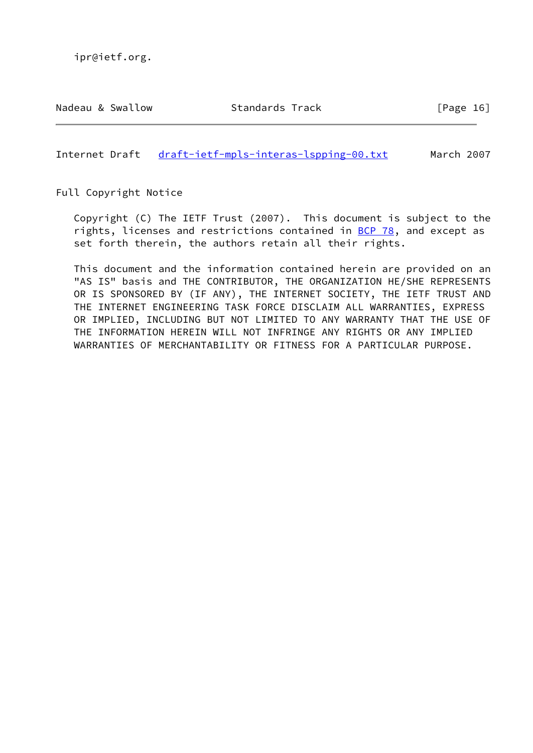ipr@ietf.org.

## Full Copyright Notice

Copyright (C) The IETF Trust (2007). This document is subject to the rights, licenses and restrictions contained in BCP 78, and except as set forth therein, the authors retain all their rights.

This document and the information contained herein are provided on an "AS IS" basis and THE CONTRIBUTOR, THE ORGANIZATION HE/SHE REPRESENTS OR IS SPONSORED BY (IF ANY), THE INTERNET SOCIETY, THE IETF TRUST AND THE INTERNET ENGINEERING TASK FORCE DISCLAIM ALL WARRANTIES, EXPRESS OR IMPLIED, INCLUDING BUT NOT LIMITED TO ANY WARRANTY THAT THE USE OF THE INFORMATION HEREIN WILL NOT INFRINGE ANY RIGHTS OR ANY IMPLIED WARRANTIES OF MERCHANTABILITY OR FITNESS FOR A PARTICULAR PURPOSE.